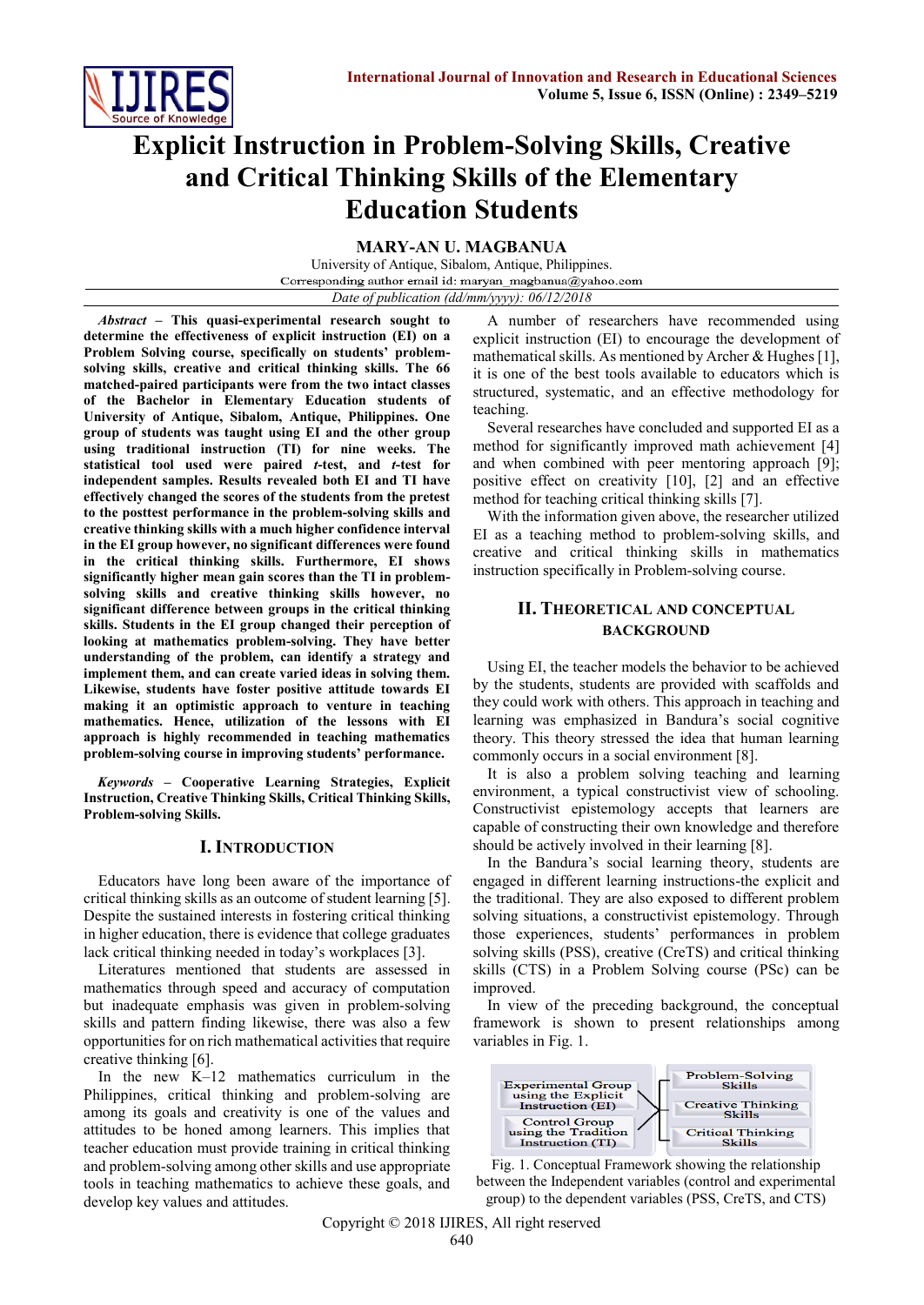# Explicit Instruction in Problem-Solving Skills, Creative and Critical Thinking Skills of the Elementary Education Students

**MARY-AN U. MAGBANUA**

University of Antique, Sibalom, Antique, Philippines.

Corresponding author email id: maryan_magbanua@yahoo.com

*Date of publication (dd/mm/yyyy): 06/12/2018*

***Abstract*** **– This quasi-experimental research sought to determine the effectiveness of explicit instruction (EI) on a Problem Solving course, specifically on students' problem-solving skills, creative and critical thinking skills. The 66 matched-paired participants were from the two intact classes of the Bachelor in Elementary Education students of University of Antique, Sibalom, Antique, Philippines. One group of students was taught using EI and the other group using traditional instruction (TI) for nine weeks. The statistical tool used were paired *t*-test, and *t*-test for independent samples. Results revealed both EI and TI have effectively changed the scores of the students from the pretest to the posttest performance in the problem-solving skills and creative thinking skills with a much higher confidence interval in the EI group however, no significant differences were found in the critical thinking skills. Furthermore, EI shows significantly higher mean gain scores than the TI in problem-solving skills and creative thinking skills however, no significant difference between groups in the critical thinking skills. Students in the EI group changed their perception of looking at mathematics problem-solving. They have better understanding of the problem, can identify a strategy and implement them, and can create varied ideas in solving them. Likewise, students have foster positive attitude towards EI making it an optimistic approach to venture in teaching mathematics. Hence, utilization of the lessons with EI approach is highly recommended in teaching mathematics problem-solving course in improving students' performance.**

***Keywords*** **– Cooperative Learning Strategies, Explicit Instruction, Creative Thinking Skills, Critical Thinking Skills, Problem-solving Skills.**

## I. Introduction

Educators have long been aware of the importance of critical thinking skills as an outcome of student learning [5]. Despite the sustained interests in fostering critical thinking in higher education, there is evidence that college graduates lack critical thinking needed in today's workplaces [3].

Literatures mentioned that students are assessed in mathematics through speed and accuracy of computation but inadequate emphasis was given in problem-solving skills and pattern finding likewise, there was also a few opportunities for on rich mathematical activities that require creative thinking [6].

In the new K–12 mathematics curriculum in the Philippines, critical thinking and problem-solving are among its goals and creativity is one of the values and attitudes to be honed among learners. This implies that teacher education must provide training in critical thinking and problem-solving among other skills and use appropriate tools in teaching mathematics to achieve these goals, and develop key values and attitudes.

A number of researchers have recommended using explicit instruction (EI) to encourage the development of mathematical skills. As mentioned by Archer & Hughes [1], it is one of the best tools available to educators which is structured, systematic, and an effective methodology for teaching.

Several researches have concluded and supported EI as a method for significantly improved math achievement [4] and when combined with peer mentoring approach [9]; positive effect on creativity [10], [2] and an effective method for teaching critical thinking skills [7].

With the information given above, the researcher utilized EI as a teaching method to problem-solving skills, and creative and critical thinking skills in mathematics instruction specifically in Problem-solving course.

## II. Theoretical and Conceptual Background

Using EI, the teacher models the behavior to be achieved by the students, students are provided with scaffolds and they could work with others. This approach in teaching and learning was emphasized in Bandura's social cognitive theory. This theory stressed the idea that human learning commonly occurs in a social environment [8].

It is also a problem solving teaching and learning environment, a typical constructivist view of schooling. Constructivist epistemology accepts that learners are capable of constructing their own knowledge and therefore should be actively involved in their learning [8].

In the Bandura's social learning theory, students are engaged in different learning instructions-the explicit and the traditional. They are also exposed to different problem solving situations, a constructivist epistemology. Through those experiences, students' performances in problem solving skills (PSS), creative (CreTS) and critical thinking skills (CTS) in a Problem Solving course (PSc) can be improved.

In view of the preceding background, the conceptual framework is shown to present relationships among variables in Fig. 1.

| Independent variables | Dependent variables |
|---|---|
| Experimental Group using the Explicit Instruction (EI) | Problem-Solving Skills |
| Control Group using the Tradition Instruction (TI) | Creative Thinking Skills |
| | Critical Thinking Skills |

Fig. 1. Conceptual Framework showing the relationship between the Independent variables (control and experimental group) to the dependent variables (PSS, CreTS, and CTS)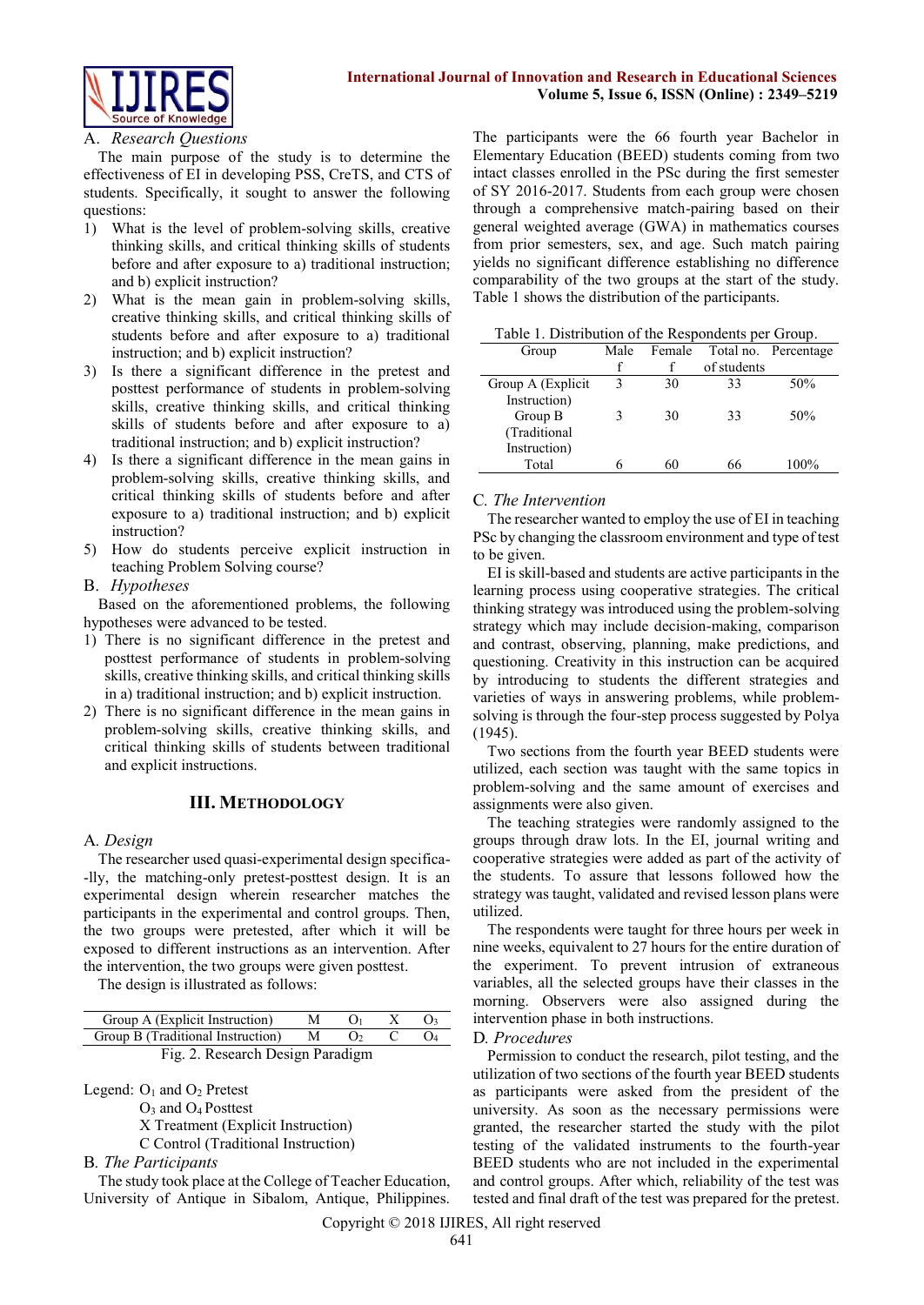### A. *Research Questions*

The main purpose of the study is to determine the effectiveness of EI in developing PSS, CreTS, and CTS of students. Specifically, it sought to answer the following questions:

1) What is the level of problem-solving skills, creative thinking skills, and critical thinking skills of students before and after exposure to a) traditional instruction; and b) explicit instruction?
2) What is the mean gain in problem-solving skills, creative thinking skills, and critical thinking skills of students before and after exposure to a) traditional instruction; and b) explicit instruction?
3) Is there a significant difference in the pretest and posttest performance of students in problem-solving skills, creative thinking skills, and critical thinking skills of students before and after exposure to a) traditional instruction; and b) explicit instruction?
4) Is there a significant difference in the mean gains in problem-solving skills, creative thinking skills, and critical thinking skills of students before and after exposure to a) traditional instruction; and b) explicit instruction?
5) How do students perceive explicit instruction in teaching Problem Solving course?

### B. *Hypotheses*

Based on the aforementioned problems, the following hypotheses were advanced to be tested.

1) There is no significant difference in the pretest and posttest performance of students in problem-solving skills, creative thinking skills, and critical thinking skills in a) traditional instruction; and b) explicit instruction.
2) There is no significant difference in the mean gains in problem-solving skills, creative thinking skills, and critical thinking skills of students between traditional and explicit instructions.

## III. Methodology

### A. *Design*

The researcher used quasi-experimental design specifica--lly, the matching-only pretest-posttest design. It is an experimental design wherein researcher matches the participants in the experimental and control groups. Then, the two groups were pretested, after which it will be exposed to different instructions as an intervention. After the intervention, the two groups were given posttest.

The design is illustrated as follows:

| | | | | |
|---|---|---|---|---|
| Group A (Explicit Instruction) | M | $O_1$ | X | $O_3$ |
| Group B (Traditional Instruction) | M | $O_2$ | C | $O_4$ |

Fig. 2. Research Design Paradigm

Legend: $O_1$ and $O_2$ Pretest
$O_3$ and $O_4$ Posttest
X Treatment (Explicit Instruction)
C Control (Traditional Instruction)

### B. *The Participants*

The study took place at the College of Teacher Education, University of Antique in Sibalom, Antique, Philippines. The participants were the 66 fourth year Bachelor in Elementary Education (BEED) students coming from two intact classes enrolled in the PSc during the first semester of SY 2016-2017. Students from each group were chosen through a comprehensive match-pairing based on their general weighted average (GWA) in mathematics courses from prior semesters, sex, and age. Such match pairing yields no significant difference establishing no difference comparability of the two groups at the start of the study. Table 1 shows the distribution of the participants.

Table 1. Distribution of the Respondents per Group.

| Group | Male f | Female f | Total no. of students | Percentage |
|---|---|---|---|---|
| Group A (Explicit Instruction) | 3 | 30 | 33 | 50% |
| Group B (Traditional Instruction) | 3 | 30 | 33 | 50% |
| Total | 6 | 60 | 66 | 100% |

### C. *The Intervention*

The researcher wanted to employ the use of EI in teaching PSc by changing the classroom environment and type of test to be given.

EI is skill-based and students are active participants in the learning process using cooperative strategies. The critical thinking strategy was introduced using the problem-solving strategy which may include decision-making, comparison and contrast, observing, planning, make predictions, and questioning. Creativity in this instruction can be acquired by introducing to students the different strategies and varieties of ways in answering problems, while problem-solving is through the four-step process suggested by Polya (1945).

Two sections from the fourth year BEED students were utilized, each section was taught with the same topics in problem-solving and the same amount of exercises and assignments were also given.

The teaching strategies were randomly assigned to the groups through draw lots. In the EI, journal writing and cooperative strategies were added as part of the activity of the students. To assure that lessons followed how the strategy was taught, validated and revised lesson plans were utilized.

The respondents were taught for three hours per week in nine weeks, equivalent to 27 hours for the entire duration of the experiment. To prevent intrusion of extraneous variables, all the selected groups have their classes in the morning. Observers were also assigned during the intervention phase in both instructions.

### D. *Procedures*

Permission to conduct the research, pilot testing, and the utilization of two sections of the fourth year BEED students as participants were asked from the president of the university. As soon as the necessary permissions were granted, the researcher started the study with the pilot testing of the validated instruments to the fourth-year BEED students who are not included in the experimental and control groups. After which, reliability of the test was tested and final draft of the test was prepared for the pretest.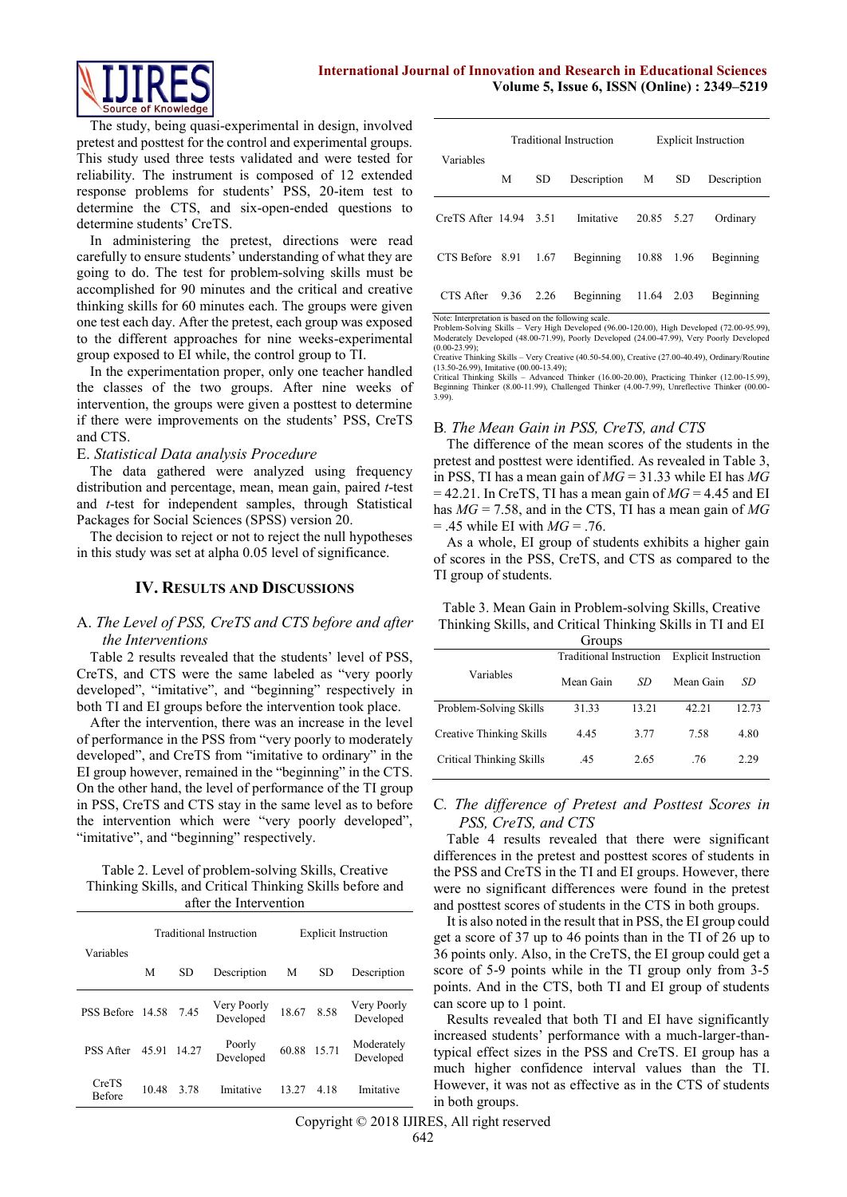The study, being quasi-experimental in design, involved pretest and posttest for the control and experimental groups. This study used three tests validated and were tested for reliability. The instrument is composed of 12 extended response problems for students' PSS, 20-item test to determine the CTS, and six-open-ended questions to determine students' CreTS.

In administering the pretest, directions were read carefully to ensure students' understanding of what they are going to do. The test for problem-solving skills must be accomplished for 90 minutes and the critical and creative thinking skills for 60 minutes each. The groups were given one test each day. After the pretest, each group was exposed to the different approaches for nine weeks-experimental group exposed to EI while, the control group to TI.

In the experimentation proper, only one teacher handled the classes of the two groups. After nine weeks of intervention, the groups were given a posttest to determine if there were improvements on the students' PSS, CreTS and CTS.

*E. Statistical Data analysis Procedure*

The data gathered were analyzed using frequency distribution and percentage, mean, mean gain, paired *t*-test and *t*-test for independent samples, through Statistical Packages for Social Sciences (SPSS) version 20.

The decision to reject or not to reject the null hypotheses in this study was set at alpha 0.05 level of significance.

## IV. Results and Discussions

*A. The Level of PSS, CreTS and CTS before and after the Interventions*

Table 2 results revealed that the students' level of PSS, CreTS, and CTS were the same labeled as "very poorly developed", "imitative", and "beginning" respectively in both TI and EI groups before the intervention took place.

After the intervention, there was an increase in the level of performance in the PSS from "very poorly to moderately developed", and CreTS from "imitative to ordinary" in the EI group however, remained in the "beginning" in the CTS. On the other hand, the level of performance of the TI group in PSS, CreTS and CTS stay in the same level as to before the intervention which were "very poorly developed", "imitative", and "beginning" respectively.

Table 2. Level of problem-solving Skills, Creative Thinking Skills, and Critical Thinking Skills before and after the Intervention

| Variables | Traditional Instruction | | | Explicit Instruction | | |
|---|---|---|---|---|---|---|
| | M | SD | Description | M | SD | Description |
| PSS Before | 14.58 | 7.45 | Very Poorly Developed | 18.67 | 8.58 | Very Poorly Developed |
| PSS After | 45.91 | 14.27 | Poorly Developed | 60.88 | 15.71 | Moderately Developed |
| CreTS Before | 10.48 | 3.78 | Imitative | 13.27 | 4.18 | Imitative |
| CreTS After | 14.94 | 3.51 | Imitative | 20.85 | 5.27 | Ordinary |
| CTS Before | 8.91 | 1.67 | Beginning | 10.88 | 1.96 | Beginning |
| CTS After | 9.36 | 2.26 | Beginning | 11.64 | 2.03 | Beginning |

Note: Interpretation is based on the following scale.
Problem-Solving Skills – Very High Developed (96.00-120.00), High Developed (72.00-95.99), Moderately Developed (48.00-71.99), Poorly Developed (24.00-47.99), Very Poorly Developed (0.00-23.99);
Creative Thinking Skills – Very Creative (40.50-54.00), Creative (27.00-40.49), Ordinary/Routine (13.50-26.99), Imitative (00.00-13.49);
Critical Thinking Skills – Advanced Thinker (16.00-20.00), Practicing Thinker (12.00-15.99), Beginning Thinker (8.00-11.99), Challenged Thinker (4.00-7.99), Unreflective Thinker (00.00-3.99).

*B. The Mean Gain in PSS, CreTS, and CTS*

The difference of the mean scores of the students in the pretest and posttest were identified. As revealed in Table 3, in PSS, TI has a mean gain of $MG = 31.33$ while EI has $MG = 42.21$. In CreTS, TI has a mean gain of $MG = 4.45$ and EI has $MG = 7.58$, and in the CTS, TI has a mean gain of $MG = .45$ while EI with $MG = .76$.

As a whole, EI group of students exhibits a higher gain of scores in the PSS, CreTS, and CTS as compared to the TI group of students.

Table 3. Mean Gain in Problem-solving Skills, Creative Thinking Skills, and Critical Thinking Skills in TI and EI Groups

| Variables | Traditional Instruction | | Explicit Instruction | |
|---|---|---|---|---|
| | Mean Gain | *SD* | Mean Gain | *SD* |
| Problem-Solving Skills | 31.33 | 13.21 | 42.21 | 12.73 |
| Creative Thinking Skills | 4.45 | 3.77 | 7.58 | 4.80 |
| Critical Thinking Skills | .45 | 2.65 | .76 | 2.29 |

*C. The difference of Pretest and Posttest Scores in PSS, CreTS, and CTS*

Table 4 results revealed that there were significant differences in the pretest and posttest scores of students in the PSS and CreTS in the TI and EI groups. However, there were no significant differences were found in the pretest and posttest scores of students in the CTS in both groups.

It is also noted in the result that in PSS, the EI group could get a score of 37 up to 46 points than in the TI of 26 up to 36 points only. Also, in the CreTS, the EI group could get a score of 5-9 points while in the TI group only from 3-5 points. And in the CTS, both TI and EI group of students can score up to 1 point.

Results revealed that both TI and EI have significantly increased students' performance with a much-larger-than-typical effect sizes in the PSS and CreTS. EI group has a much higher confidence interval values than the TI. However, it was not as effective as in the CTS of students in both groups.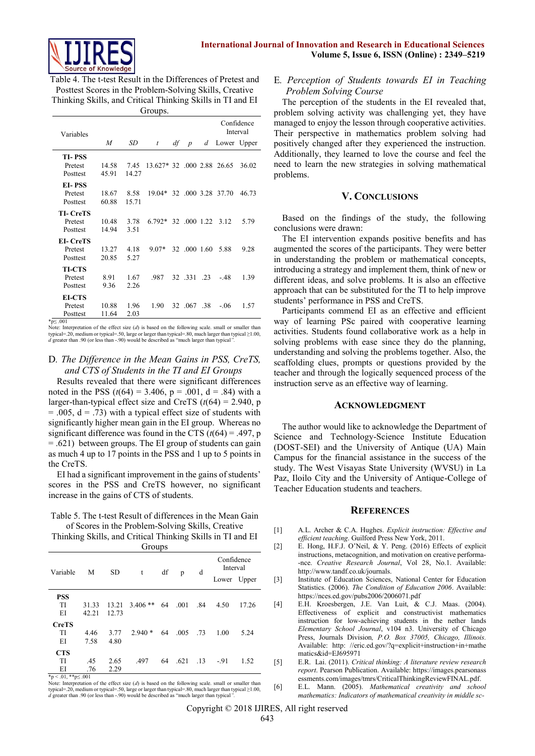Table 4. The t-test Result in the Differences of Pretest and Posttest Scores in the Problem-Solving Skills, Creative Thinking Skills, and Critical Thinking Skills in TI and EI Groups.

| Variables | *M* | *SD* | *t* | *df* | *p* | *d* | Confidence Interval Lower | Upper |
|---|---|---|---|---|---|---|---|---|
| **TI- PSS** | | | | | | | | |
| Pretest | 14.58 | 7.45 | 13.627* | 32 | .000 | 2.88 | 26.65 | 36.02 |
| Posttest | 45.91 | 14.27 | | | | | | |
| **EI- PSS** | | | | | | | | |
| Pretest | 18.67 | 8.58 | 19.04* | 32 | .000 | 3.28 | 37.70 | 46.73 |
| Posttest | 60.88 | 15.71 | | | | | | |
| **TI- CreTS** | | | | | | | | |
| Pretest | 10.48 | 3.78 | 6.792* | 32 | .000 | 1.22 | 3.12 | 5.79 |
| Posttest | 14.94 | 3.51 | | | | | | |
| **EI- CreTS** | | | | | | | | |
| Pretest | 13.27 | 4.18 | 9.07* | 32 | .000 | 1.60 | 5.88 | 9.28 |
| Posttest | 20.85 | 5.27 | | | | | | |
| **TI-CTS** | | | | | | | | |
| Pretest | 8.91 | 1.67 | .987 | 32 | .331 | .23 | -.48 | 1.39 |
| Posttest | 9.36 | 2.26 | | | | | | |
| **EI-CTS** | | | | | | | | |
| Pretest | 10.88 | 1.96 | 1.90 | 32 | .067 | .38 | -.06 | 1.57 |
| Posttest | 11.64 | 2.03 | | | | | | |

*p≤ .001

Note: Interpretation of the effect size (*d*) is based on the following scale. small or smaller than typical=.20, medium or typical=.50, large or larger than typical=.80, much larger than typical ≥1.00, *d* greater than .90 (or less than -.90) would be described as "much larger than typical".

### D. *The Difference in the Mean Gains in PSS, CreTS, and CTS of Students in the TI and EI Groups*

Results revealed that there were significant differences noted in the PSS ($t(64) = 3.406$, p = .001, d = .84) with a larger-than-typical effect size and CreTS ($t(64) = 2.940$, p = .005, d = .73) with a typical effect size of students with significantly higher mean gain in the EI group. Whereas no significant difference was found in the CTS ($t(64) = .497$, p = .621) between groups. The EI group of students can gain as much 4 up to 17 points in the PSS and 1 up to 5 points in the CreTS.

EI had a significant improvement in the gains of students' scores in the PSS and CreTS however, no significant increase in the gains of CTS of students.

Table 5. The t-test Result of differences in the Mean Gain of Scores in the Problem-Solving Skills, Creative Thinking Skills, and Critical Thinking Skills in TI and EI Groups

| Variable | M | SD | t | df | p | d | Confidence Interval Lower | Upper |
|---|---|---|---|---|---|---|---|---|
| **PSS** | | | | | | | | |
| TI | 31.33 | 13.21 | 3.406 ** | 64 | .001 | .84 | 4.50 | 17.26 |
| EI | 42.21 | 12.73 | | | | | | |
| **CreTS** | | | | | | | | |
| TI | 4.46 | 3.77 | 2.940 * | 64 | .005 | .73 | 1.00 | 5.24 |
| EI | 7.58 | 4.80 | | | | | | |
| **CTS** | | | | | | | | |
| TI | .45 | 2.65 | .497 | 64 | .621 | .13 | -.91 | 1.52 |
| EI | .76 | 2.29 | | | | | | |

*p < .01, **p≤ .001

Note: Interpretation of the effect size (*d*) is based on the following scale. small or smaller than typical=.20, medium or typical=.50, large or larger than typical=.80, much larger than typical ≥1.00, *d* greater than .90 (or less than -.90) would be described as "much larger than typical".

### E. *Perception of Students towards EI in Teaching Problem Solving Course*

The perception of the students in the EI revealed that, problem solving activity was challenging yet, they have managed to enjoy the lesson through cooperative activities. Their perspective in mathematics problem solving had positively changed after they experienced the instruction. Additionally, they learned to love the course and feel the need to learn the new strategies in solving mathematical problems.

## V. Conclusions

Based on the findings of the study, the following conclusions were drawn:

The EI intervention expands positive benefits and has augmented the scores of the participants. They were better in understanding the problem or mathematical concepts, introducing a strategy and implement them, think of new or different ideas, and solve problems. It is also an effective approach that can be substituted for the TI to help improve students' performance in PSS and CreTS.

Participants commend EI as an effective and efficient way of learning PSc paired with cooperative learning activities. Students found collaborative work as a help in solving problems with ease since they do the planning, understanding and solving the problems together. Also, the scaffolding clues, prompts or questions provided by the teacher and through the logically sequenced process of the instruction serve as an effective way of learning.

## Acknowledgment

The author would like to acknowledge the Department of Science and Technology-Science Institute Education (DOST-SEI) and the University of Antique (UA) Main Campus for the financial assistance in the success of the study. The West Visayas State University (WVSU) in La Paz, Iloilo City and the University of Antique-College of Teacher Education students and teachers.

## References

[1] A.L. Archer & C.A. Hughes. *Explicit instruction: Effective and efficient teaching*. Guilford Press New York, 2011.

[2] E. Hong, H.F.J. O'Neil, & Y. Peng. (2016) Effects of explicit instructions, metacognition, and motivation on creative performa--nce. *Creative Research Journal*, Vol 28, No.1. Available: http://www.tandf.co.uk/journals.

[3] Institute of Education Sciences, National Center for Education Statistics. (2006). *The Condition of Education 2006*. Available: https://nces.ed.gov/pubs2006/2006071.pdf

[4] E.H. Kroesbergen, J.E. Van Luit, & C.J. Maas. (2004). Effectiveness of explicit and constructivist mathematics instruction for low-achieving students in the nether lands *Elementary School Journal*, v104 n3. University of Chicago Press, Journals Division*, P.O. Box 37005, Chicago, Illinois.* Available: http: //eric.ed.gov/?q=explicit+instruction+in+mathematics&id=EJ695971

[5] E.R. Lai. (2011). *Critical thinking: A literature review research report*. Pearson Publication. Available: https://images.pearsonassessments.com/images/tmrs/CriticalThinkingReviewFINAL.pdf.

[6] E.L. Mann. (2005). *Mathematical creativity and school mathematics: Indicators of mathematical creativity in middle sc-*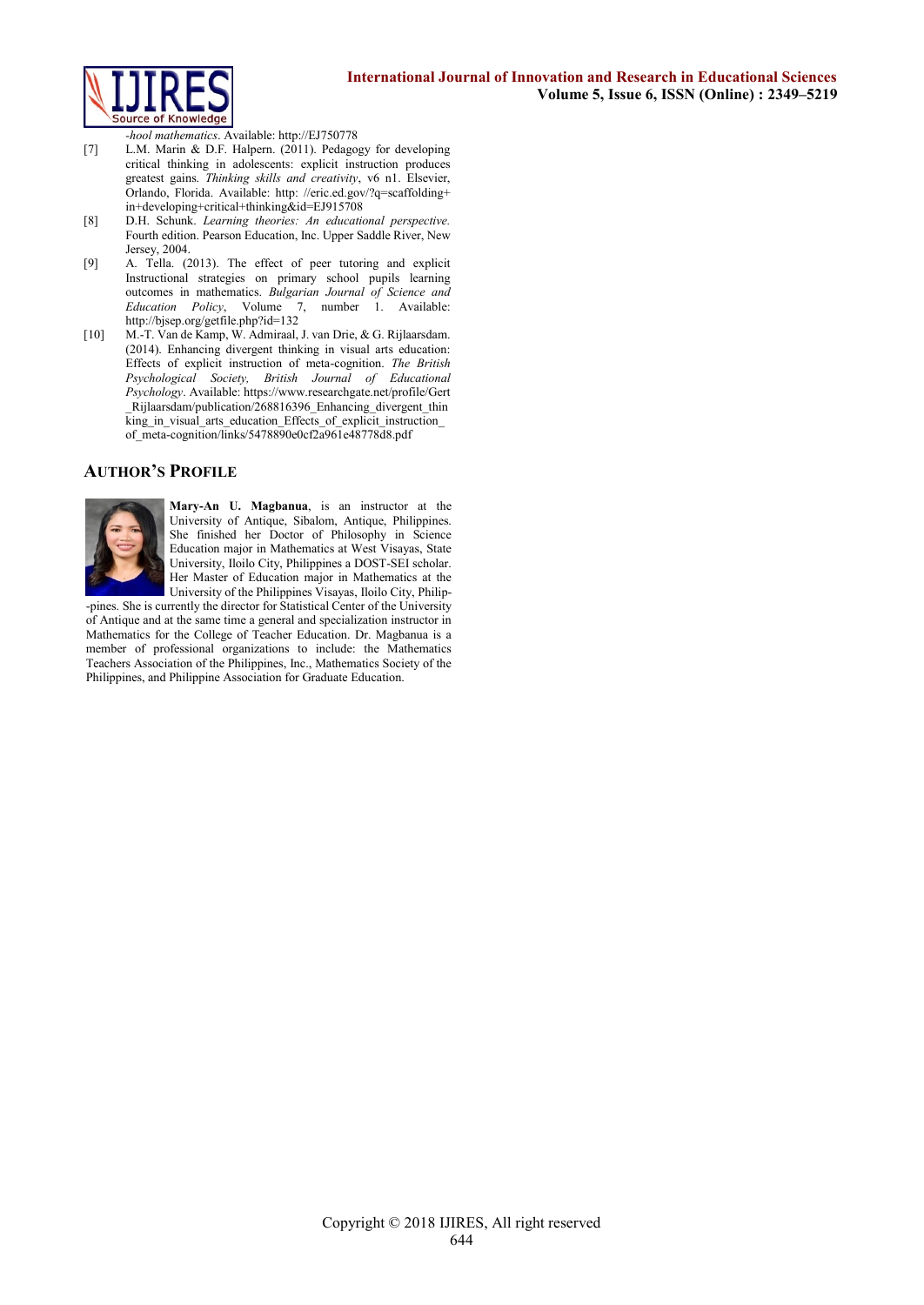*-hool mathematics*. Available: http://EJ750778

[7] L.M. Marin & D.F. Halpern. (2011). Pedagogy for developing critical thinking in adolescents: explicit instruction produces greatest gains. *Thinking skills and creativity*, v6 n1. Elsevier, Orlando, Florida. Available: http: //eric.ed.gov/?q=scaffolding+in+developing+critical+thinking&id=EJ915708

[8] D.H. Schunk. *Learning theories: An educational perspective.* Fourth edition. Pearson Education, Inc. Upper Saddle River, New Jersey, 2004.

[9] A. Tella. (2013). The effect of peer tutoring and explicit Instructional strategies on primary school pupils learning outcomes in mathematics. *Bulgarian Journal of Science and Education Policy*, Volume 7, number 1. Available: http://bjsep.org/getfile.php?id=132

[10] M.-T. Van de Kamp, W. Admiraal, J. van Drie, & G. Rijlaarsdam. (2014). Enhancing divergent thinking in visual arts education: Effects of explicit instruction of meta-cognition. *The British Psychological Society, British Journal of Educational Psychology*. Available: https://www.researchgate.net/profile/Gert_Rijlaarsdam/publication/268816396_Enhancing_divergent_thinking_in_visual_arts_education_Effects_of_explicit_instruction_of_meta-cognition/links/5478890e0cf2a961e48778d8.pdf

## Author's Profile

**Mary-An U. Magbanua**, is an instructor at the University of Antique, Sibalom, Antique, Philippines. She finished her Doctor of Philosophy in Science Education major in Mathematics at West Visayas, State University, Iloilo City, Philippines a DOST-SEI scholar. Her Master of Education major in Mathematics at the University of the Philippines Visayas, Iloilo City, Philippines. She is currently the director for Statistical Center of the University of Antique and at the same time a general and specialization instructor in Mathematics for the College of Teacher Education. Dr. Magbanua is a member of professional organizations to include: the Mathematics Teachers Association of the Philippines, Inc., Mathematics Society of the Philippines, and Philippine Association for Graduate Education.